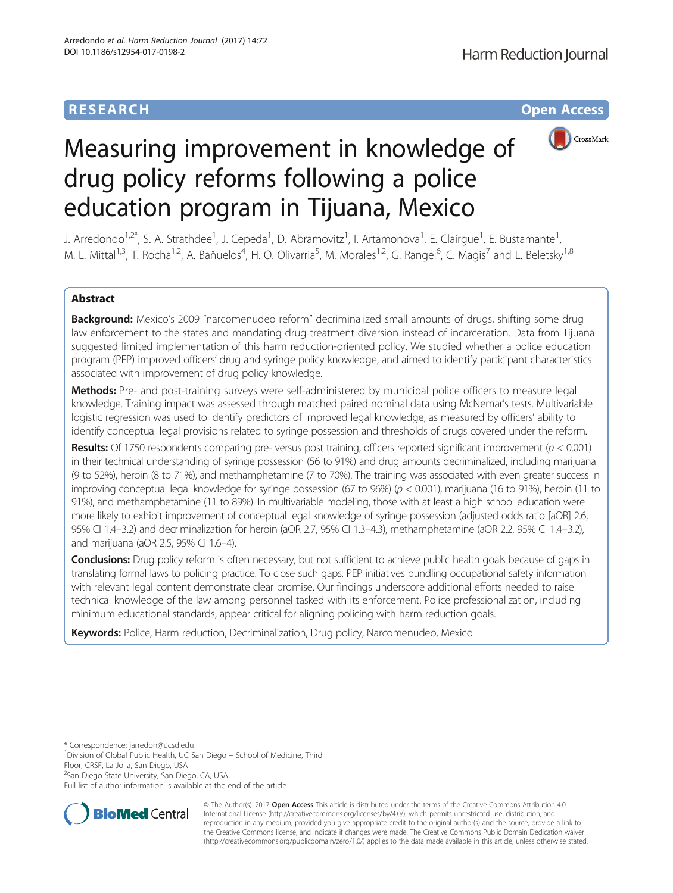RESEARCH Open Access

# Measuring improvement in knowledge of drug policy reforms following a police education program in Tijuana, Mexico

J. Arredondo[1,2*], S. A. Strathdee[1], J. Cepeda[1], D. Abramovitz[1], I. Artamonova[1], E. Clairgue[1], E. Bustamante[1], M. L. Mittal[1,3], T. Rocha[1,2], A. Bañuelos[4], H. O. Olivarria[5], M. Morales[1,2], G. Rangel[6], C. Magis[7] and L. Beletsky[1,8]

## Abstract

**Background:** Mexico's 2009 "narcomenudeo reform" decriminalized small amounts of drugs, shifting some drug law enforcement to the states and mandating drug treatment diversion instead of incarceration. Data from Tijuana suggested limited implementation of this harm reduction-oriented policy. We studied whether a police education program (PEP) improved officers' drug and syringe policy knowledge, and aimed to identify participant characteristics associated with improvement of drug policy knowledge.

**Methods:** Pre- and post-training surveys were self-administered by municipal police officers to measure legal knowledge. Training impact was assessed through matched paired nominal data using McNemar's tests. Multivariable logistic regression was used to identify predictors of improved legal knowledge, as measured by officers' ability to identify conceptual legal provisions related to syringe possession and thresholds of drugs covered under the reform.

**Results:** Of 1750 respondents comparing pre- versus post training, officers reported significant improvement ($p < 0.001$) in their technical understanding of syringe possession (56 to 91%) and drug amounts decriminalized, including marijuana (9 to 52%), heroin (8 to 71%), and methamphetamine (7 to 70%). The training was associated with even greater success in improving conceptual legal knowledge for syringe possession (67 to 96%) ($p < 0.001$), marijuana (16 to 91%), heroin (11 to 91%), and methamphetamine (11 to 89%). In multivariable modeling, those with at least a high school education were more likely to exhibit improvement of conceptual legal knowledge of syringe possession (adjusted odds ratio [aOR] 2.6, 95% CI 1.4–3.2) and decriminalization for heroin (aOR 2.7, 95% CI 1.3–4.3), methamphetamine (aOR 2.2, 95% CI 1.4–3.2), and marijuana (aOR 2.5, 95% CI 1.6–4).

**Conclusions:** Drug policy reform is often necessary, but not sufficient to achieve public health goals because of gaps in translating formal laws to policing practice. To close such gaps, PEP initiatives bundling occupational safety information with relevant legal content demonstrate clear promise. Our findings underscore additional efforts needed to raise technical knowledge of the law among personnel tasked with its enforcement. Police professionalization, including minimum educational standards, appear critical for aligning policing with harm reduction goals.

**Keywords:** Police, Harm reduction, Decriminalization, Drug policy, Narcomenudeo, Mexico

\* Correspondence: jarredon@ucsd.edu
[1]Division of Global Public Health, UC San Diego – School of Medicine, Third Floor, CRSF, La Jolla, San Diego, USA
[2]San Diego State University, San Diego, CA, USA
Full list of author information is available at the end of the article

© The Author(s). 2017 **Open Access** This article is distributed under the terms of the Creative Commons Attribution 4.0 International License (http://creativecommons.org/licenses/by/4.0/), which permits unrestricted use, distribution, and reproduction in any medium, provided you give appropriate credit to the original author(s) and the source, provide a link to the Creative Commons license, and indicate if changes were made. The Creative Commons Public Domain Dedication waiver (http://creativecommons.org/publicdomain/zero/1.0/) applies to the data made available in this article, unless otherwise stated.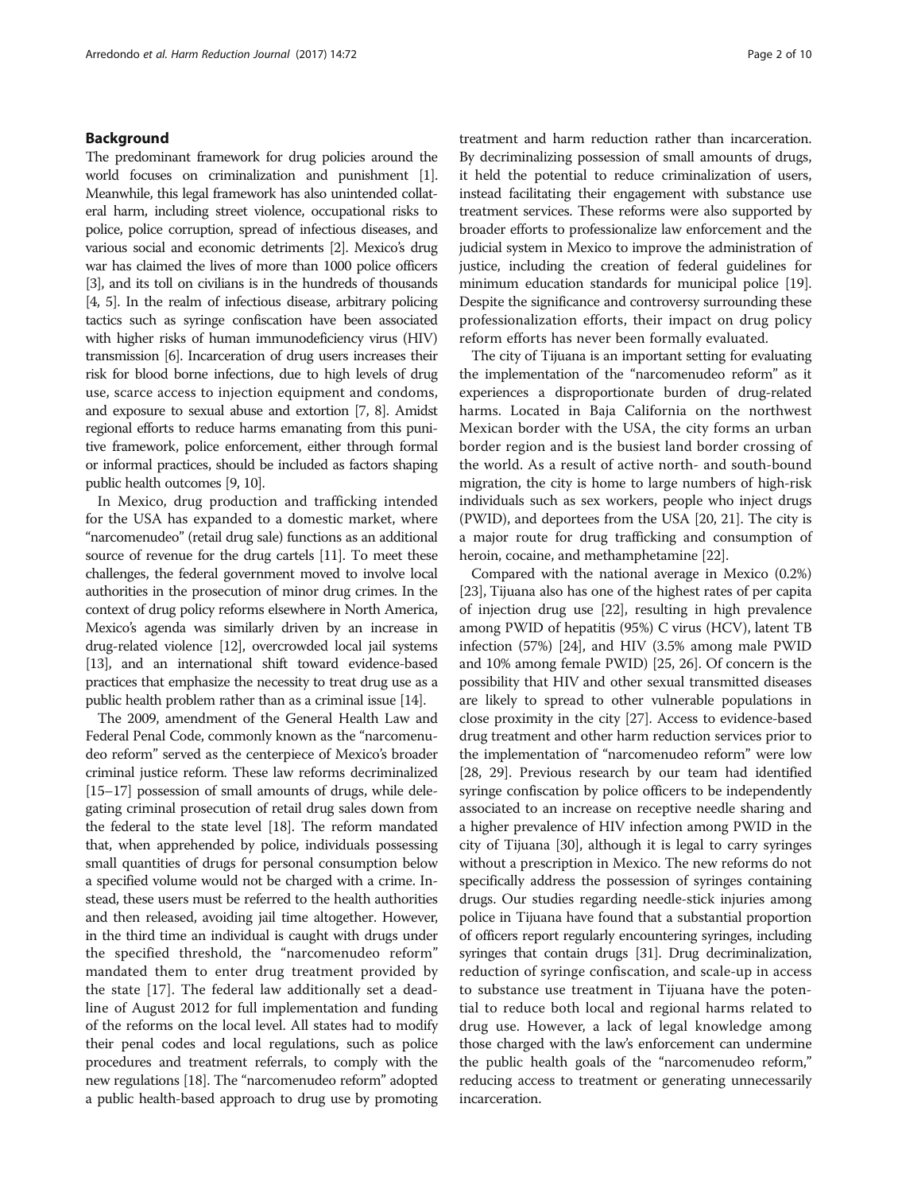## Background

The predominant framework for drug policies around the world focuses on criminalization and punishment [1]. Meanwhile, this legal framework has also unintended collateral harm, including street violence, occupational risks to police, police corruption, spread of infectious diseases, and various social and economic detriments [2]. Mexico's drug war has claimed the lives of more than 1000 police officers [3], and its toll on civilians is in the hundreds of thousands [4, 5]. In the realm of infectious disease, arbitrary policing tactics such as syringe confiscation have been associated with higher risks of human immunodeficiency virus (HIV) transmission [6]. Incarceration of drug users increases their risk for blood borne infections, due to high levels of drug use, scarce access to injection equipment and condoms, and exposure to sexual abuse and extortion [7, 8]. Amidst regional efforts to reduce harms emanating from this punitive framework, police enforcement, either through formal or informal practices, should be included as factors shaping public health outcomes [9, 10].

In Mexico, drug production and trafficking intended for the USA has expanded to a domestic market, where "narcomenudeo" (retail drug sale) functions as an additional source of revenue for the drug cartels [11]. To meet these challenges, the federal government moved to involve local authorities in the prosecution of minor drug crimes. In the context of drug policy reforms elsewhere in North America, Mexico's agenda was similarly driven by an increase in drug-related violence [12], overcrowded local jail systems [13], and an international shift toward evidence-based practices that emphasize the necessity to treat drug use as a public health problem rather than as a criminal issue [14].

The 2009, amendment of the General Health Law and Federal Penal Code, commonly known as the "narcomenudeo reform" served as the centerpiece of Mexico's broader criminal justice reform. These law reforms decriminalized [15–17] possession of small amounts of drugs, while delegating criminal prosecution of retail drug sales down from the federal to the state level [18]. The reform mandated that, when apprehended by police, individuals possessing small quantities of drugs for personal consumption below a specified volume would not be charged with a crime. Instead, these users must be referred to the health authorities and then released, avoiding jail time altogether. However, in the third time an individual is caught with drugs under the specified threshold, the "narcomenudeo reform" mandated them to enter drug treatment provided by the state [17]. The federal law additionally set a deadline of August 2012 for full implementation and funding of the reforms on the local level. All states had to modify their penal codes and local regulations, such as police procedures and treatment referrals, to comply with the new regulations [18]. The "narcomenudeo reform" adopted a public health-based approach to drug use by promoting treatment and harm reduction rather than incarceration. By decriminalizing possession of small amounts of drugs, it held the potential to reduce criminalization of users, instead facilitating their engagement with substance use treatment services. These reforms were also supported by broader efforts to professionalize law enforcement and the judicial system in Mexico to improve the administration of justice, including the creation of federal guidelines for minimum education standards for municipal police [19]. Despite the significance and controversy surrounding these professionalization efforts, their impact on drug policy reform efforts has never been formally evaluated.

The city of Tijuana is an important setting for evaluating the implementation of the "narcomenudeo reform" as it experiences a disproportionate burden of drug-related harms. Located in Baja California on the northwest Mexican border with the USA, the city forms an urban border region and is the busiest land border crossing of the world. As a result of active north- and south-bound migration, the city is home to large numbers of high-risk individuals such as sex workers, people who inject drugs (PWID), and deportees from the USA [20, 21]. The city is a major route for drug trafficking and consumption of heroin, cocaine, and methamphetamine [22].

Compared with the national average in Mexico (0.2%) [23], Tijuana also has one of the highest rates of per capita of injection drug use [22], resulting in high prevalence among PWID of hepatitis (95%) C virus (HCV), latent TB infection (57%) [24], and HIV (3.5% among male PWID and 10% among female PWID) [25, 26]. Of concern is the possibility that HIV and other sexual transmitted diseases are likely to spread to other vulnerable populations in close proximity in the city [27]. Access to evidence-based drug treatment and other harm reduction services prior to the implementation of "narcomenudeo reform" were low [28, 29]. Previous research by our team had identified syringe confiscation by police officers to be independently associated to an increase on receptive needle sharing and a higher prevalence of HIV infection among PWID in the city of Tijuana [30], although it is legal to carry syringes without a prescription in Mexico. The new reforms do not specifically address the possession of syringes containing drugs. Our studies regarding needle-stick injuries among police in Tijuana have found that a substantial proportion of officers report regularly encountering syringes, including syringes that contain drugs [31]. Drug decriminalization, reduction of syringe confiscation, and scale-up in access to substance use treatment in Tijuana have the potential to reduce both local and regional harms related to drug use. However, a lack of legal knowledge among those charged with the law's enforcement can undermine the public health goals of the "narcomenudeo reform," reducing access to treatment or generating unnecessarily incarceration.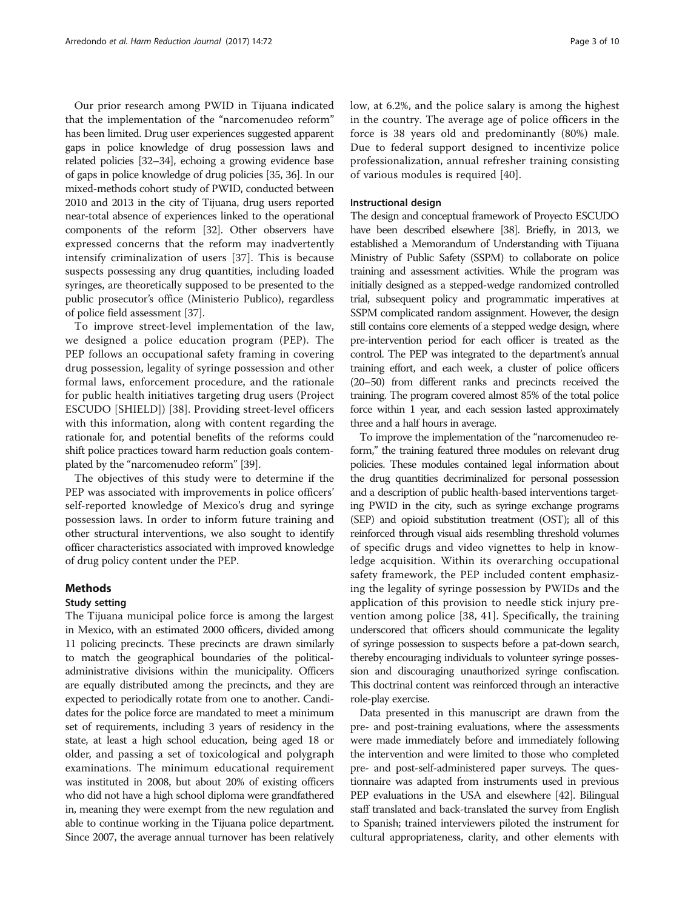Our prior research among PWID in Tijuana indicated that the implementation of the "narcomenudeo reform" has been limited. Drug user experiences suggested apparent gaps in police knowledge of drug possession laws and related policies [32–34], echoing a growing evidence base of gaps in police knowledge of drug policies [35, 36]. In our mixed-methods cohort study of PWID, conducted between 2010 and 2013 in the city of Tijuana, drug users reported near-total absence of experiences linked to the operational components of the reform [32]. Other observers have expressed concerns that the reform may inadvertently intensify criminalization of users [37]. This is because suspects possessing any drug quantities, including loaded syringes, are theoretically supposed to be presented to the public prosecutor's office (Ministerio Publico), regardless of police field assessment [37].

To improve street-level implementation of the law, we designed a police education program (PEP). The PEP follows an occupational safety framing in covering drug possession, legality of syringe possession and other formal laws, enforcement procedure, and the rationale for public health initiatives targeting drug users (Project ESCUDO [SHIELD]) [38]. Providing street-level officers with this information, along with content regarding the rationale for, and potential benefits of the reforms could shift police practices toward harm reduction goals contemplated by the "narcomenudeo reform" [39].

The objectives of this study were to determine if the PEP was associated with improvements in police officers' self-reported knowledge of Mexico's drug and syringe possession laws. In order to inform future training and other structural interventions, we also sought to identify officer characteristics associated with improved knowledge of drug policy content under the PEP.

## Methods

### Study setting

The Tijuana municipal police force is among the largest in Mexico, with an estimated 2000 officers, divided among 11 policing precincts. These precincts are drawn similarly to match the geographical boundaries of the political-administrative divisions within the municipality. Officers are equally distributed among the precincts, and they are expected to periodically rotate from one to another. Candidates for the police force are mandated to meet a minimum set of requirements, including 3 years of residency in the state, at least a high school education, being aged 18 or older, and passing a set of toxicological and polygraph examinations. The minimum educational requirement was instituted in 2008, but about 20% of existing officers who did not have a high school diploma were grandfathered in, meaning they were exempt from the new regulation and able to continue working in the Tijuana police department. Since 2007, the average annual turnover has been relatively low, at 6.2%, and the police salary is among the highest in the country. The average age of police officers in the force is 38 years old and predominantly (80%) male. Due to federal support designed to incentivize police professionalization, annual refresher training consisting of various modules is required [40].

### Instructional design

The design and conceptual framework of Proyecto ESCUDO have been described elsewhere [38]. Briefly, in 2013, we established a Memorandum of Understanding with Tijuana Ministry of Public Safety (SSPM) to collaborate on police training and assessment activities. While the program was initially designed as a stepped-wedge randomized controlled trial, subsequent policy and programmatic imperatives at SSPM complicated random assignment. However, the design still contains core elements of a stepped wedge design, where pre-intervention period for each officer is treated as the control. The PEP was integrated to the department's annual training effort, and each week, a cluster of police officers (20–50) from different ranks and precincts received the training. The program covered almost 85% of the total police force within 1 year, and each session lasted approximately three and a half hours in average.

To improve the implementation of the "narcomenudeo reform," the training featured three modules on relevant drug policies. These modules contained legal information about the drug quantities decriminalized for personal possession and a description of public health-based interventions targeting PWID in the city, such as syringe exchange programs (SEP) and opioid substitution treatment (OST); all of this reinforced through visual aids resembling threshold volumes of specific drugs and video vignettes to help in knowledge acquisition. Within its overarching occupational safety framework, the PEP included content emphasizing the legality of syringe possession by PWIDs and the application of this provision to needle stick injury prevention among police [38, 41]. Specifically, the training underscored that officers should communicate the legality of syringe possession to suspects before a pat-down search, thereby encouraging individuals to volunteer syringe possession and discouraging unauthorized syringe confiscation. This doctrinal content was reinforced through an interactive role-play exercise.

Data presented in this manuscript are drawn from the pre- and post-training evaluations, where the assessments were made immediately before and immediately following the intervention and were limited to those who completed pre- and post-self-administered paper surveys. The questionnaire was adapted from instruments used in previous PEP evaluations in the USA and elsewhere [42]. Bilingual staff translated and back-translated the survey from English to Spanish; trained interviewers piloted the instrument for cultural appropriateness, clarity, and other elements with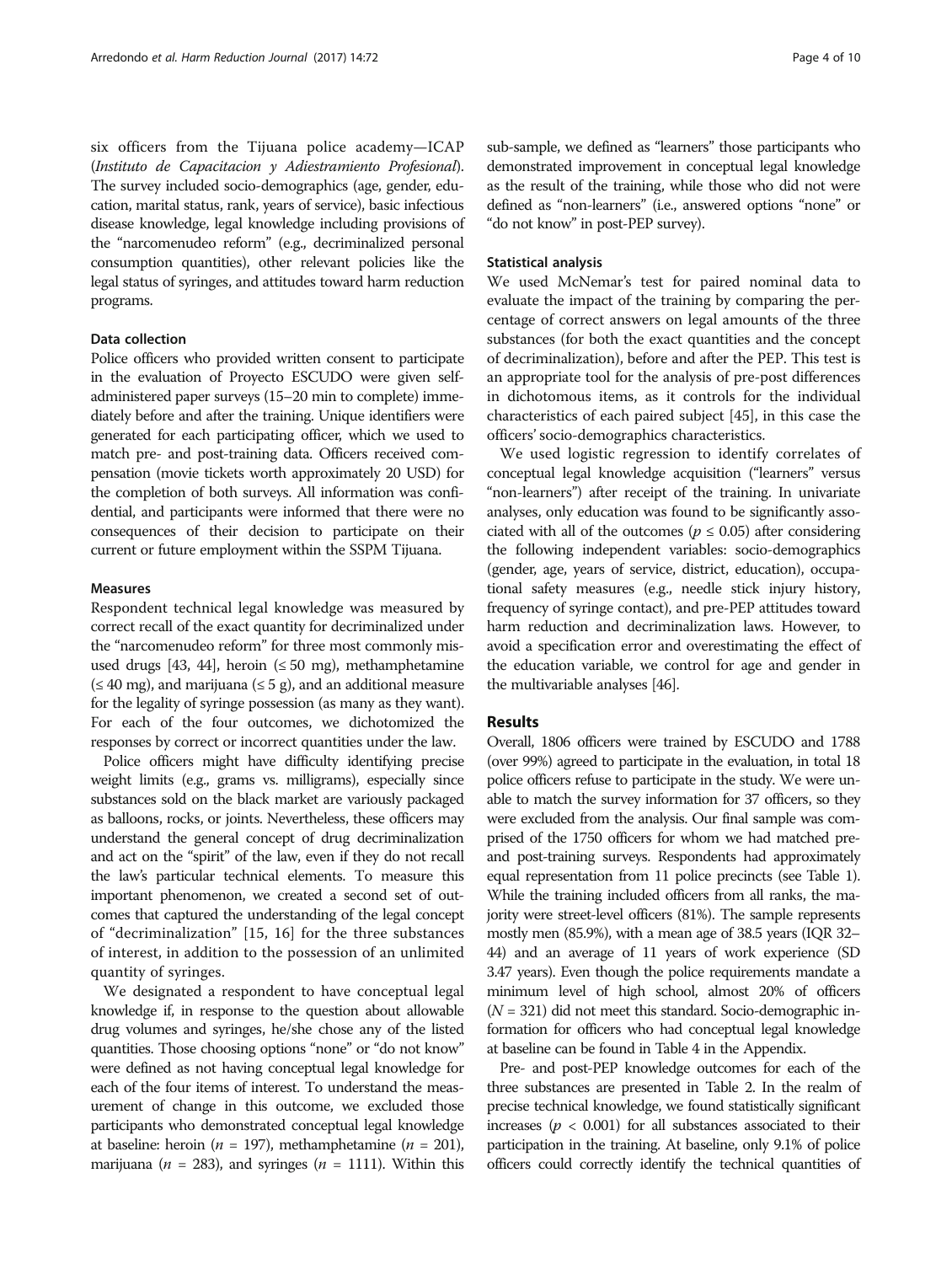six officers from the Tijuana police academy—ICAP (*Instituto de Capacitacion y Adiestramiento Profesional*). The survey included socio-demographics (age, gender, education, marital status, rank, years of service), basic infectious disease knowledge, legal knowledge including provisions of the "narcomenudeo reform" (e.g., decriminalized personal consumption quantities), other relevant policies like the legal status of syringes, and attitudes toward harm reduction programs.

### Data collection

Police officers who provided written consent to participate in the evaluation of Proyecto ESCUDO were given self-administered paper surveys (15–20 min to complete) immediately before and after the training. Unique identifiers were generated for each participating officer, which we used to match pre- and post-training data. Officers received compensation (movie tickets worth approximately 20 USD) for the completion of both surveys. All information was confidential, and participants were informed that there were no consequences of their decision to participate on their current or future employment within the SSPM Tijuana.

### Measures

Respondent technical legal knowledge was measured by correct recall of the exact quantity for decriminalized under the "narcomenudeo reform" for three most commonly misused drugs [43, 44], heroin (≤ 50 mg), methamphetamine (≤ 40 mg), and marijuana (≤ 5 g), and an additional measure for the legality of syringe possession (as many as they want). For each of the four outcomes, we dichotomized the responses by correct or incorrect quantities under the law.

Police officers might have difficulty identifying precise weight limits (e.g., grams vs. milligrams), especially since substances sold on the black market are variously packaged as balloons, rocks, or joints. Nevertheless, these officers may understand the general concept of drug decriminalization and act on the "spirit" of the law, even if they do not recall the law's particular technical elements. To measure this important phenomenon, we created a second set of outcomes that captured the understanding of the legal concept of "decriminalization" [15, 16] for the three substances of interest, in addition to the possession of an unlimited quantity of syringes.

We designated a respondent to have conceptual legal knowledge if, in response to the question about allowable drug volumes and syringes, he/she chose any of the listed quantities. Those choosing options "none" or "do not know" were defined as not having conceptual legal knowledge for each of the four items of interest. To understand the measurement of change in this outcome, we excluded those participants who demonstrated conceptual legal knowledge at baseline: heroin ($n$ = 197), methamphetamine ($n$ = 201), marijuana ($n$ = 283), and syringes ($n$ = 1111). Within this sub-sample, we defined as "learners" those participants who demonstrated improvement in conceptual legal knowledge as the result of the training, while those who did not were defined as "non-learners" (i.e., answered options "none" or "do not know" in post-PEP survey).

### Statistical analysis

We used McNemar's test for paired nominal data to evaluate the impact of the training by comparing the percentage of correct answers on legal amounts of the three substances (for both the exact quantities and the concept of decriminalization), before and after the PEP. This test is an appropriate tool for the analysis of pre-post differences in dichotomous items, as it controls for the individual characteristics of each paired subject [45], in this case the officers' socio-demographics characteristics.

We used logistic regression to identify correlates of conceptual legal knowledge acquisition ("learners" versus "non-learners") after receipt of the training. In univariate analyses, only education was found to be significantly associated with all of the outcomes ($p \leq 0.05$) after considering the following independent variables: socio-demographics (gender, age, years of service, district, education), occupational safety measures (e.g., needle stick injury history, frequency of syringe contact), and pre-PEP attitudes toward harm reduction and decriminalization laws. However, to avoid a specification error and overestimating the effect of the education variable, we control for age and gender in the multivariable analyses [46].

## Results

Overall, 1806 officers were trained by ESCUDO and 1788 (over 99%) agreed to participate in the evaluation, in total 18 police officers refuse to participate in the study. We were unable to match the survey information for 37 officers, so they were excluded from the analysis. Our final sample was comprised of the 1750 officers for whom we had matched pre- and post-training surveys. Respondents had approximately equal representation from 11 police precincts (see Table 1). While the training included officers from all ranks, the majority were street-level officers (81%). The sample represents mostly men (85.9%), with a mean age of 38.5 years (IQR 32–44) and an average of 11 years of work experience (SD 3.47 years). Even though the police requirements mandate a minimum level of high school, almost 20% of officers ($N$ = 321) did not meet this standard. Socio-demographic information for officers who had conceptual legal knowledge at baseline can be found in Table 4 in the Appendix.

Pre- and post-PEP knowledge outcomes for each of the three substances are presented in Table 2. In the realm of precise technical knowledge, we found statistically significant increases ($p$ < 0.001) for all substances associated to their participation in the training. At baseline, only 9.1% of police officers could correctly identify the technical quantities of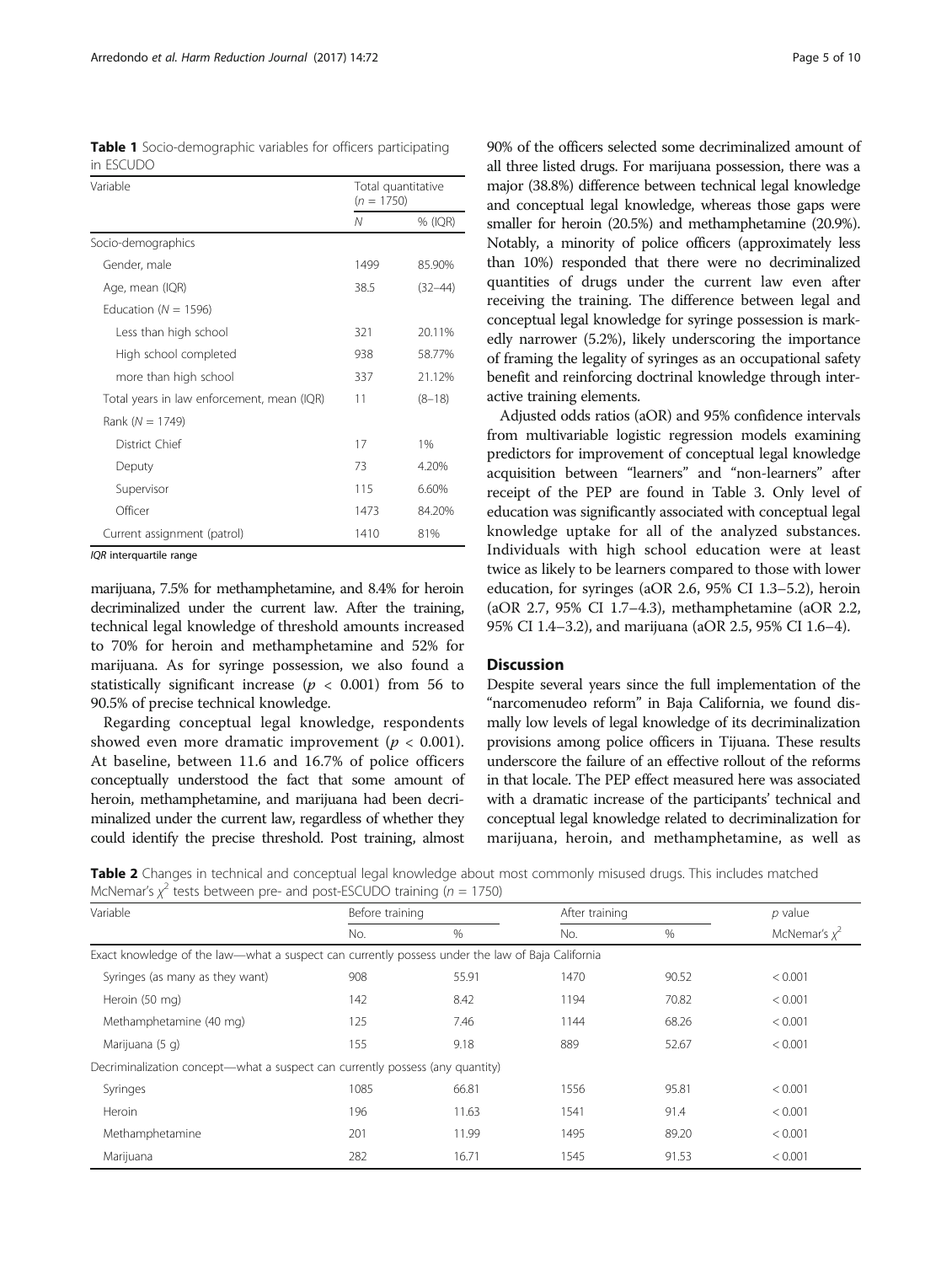**Table 1** Socio-demographic variables for officers participating in ESCUDO

| Variable | Total quantitative ($n$ = 1750) | |
|---|---|---|
| | *N* | % (IQR) |
| Socio-demographics | | |
| Gender, male | 1499 | 85.90% |
| Age, mean (IQR) | 38.5 | (32–44) |
| Education ($N$ = 1596) | | |
| Less than high school | 321 | 20.11% |
| High school completed | 938 | 58.77% |
| more than high school | 337 | 21.12% |
| Total years in law enforcement, mean (IQR) | 11 | (8–18) |
| Rank ($N$ = 1749) | | |
| District Chief | 17 | 1% |
| Deputy | 73 | 4.20% |
| Supervisor | 115 | 6.60% |
| Officer | 1473 | 84.20% |
| Current assignment (patrol) | 1410 | 81% |

*IQR* interquartile range

marijuana, 7.5% for methamphetamine, and 8.4% for heroin decriminalized under the current law. After the training, technical legal knowledge of threshold amounts increased to 70% for heroin and methamphetamine and 52% for marijuana. As for syringe possession, we also found a statistically significant increase ($p$ < 0.001) from 56 to 90.5% of precise technical knowledge.

Regarding conceptual legal knowledge, respondents showed even more dramatic improvement ($p$ < 0.001). At baseline, between 11.6 and 16.7% of police officers conceptually understood the fact that some amount of heroin, methamphetamine, and marijuana had been decriminalized under the current law, regardless of whether they could identify the precise threshold. Post training, almost 90% of the officers selected some decriminalized amount of all three listed drugs. For marijuana possession, there was a major (38.8%) difference between technical legal knowledge and conceptual legal knowledge, whereas those gaps were smaller for heroin (20.5%) and methamphetamine (20.9%). Notably, a minority of police officers (approximately less than 10%) responded that there were no decriminalized quantities of drugs under the current law even after receiving the training. The difference between legal and conceptual legal knowledge for syringe possession is markedly narrower (5.2%), likely underscoring the importance of framing the legality of syringes as an occupational safety benefit and reinforcing doctrinal knowledge through interactive training elements.

Adjusted odds ratios (aOR) and 95% confidence intervals from multivariable logistic regression models examining predictors for improvement of conceptual legal knowledge acquisition between "learners" and "non-learners" after receipt of the PEP are found in Table 3. Only level of education was significantly associated with conceptual legal knowledge uptake for all of the analyzed substances. Individuals with high school education were at least twice as likely to be learners compared to those with lower education, for syringes (aOR 2.6, 95% CI 1.3–5.2), heroin (aOR 2.7, 95% CI 1.7–4.3), methamphetamine (aOR 2.2, 95% CI 1.4–3.2), and marijuana (aOR 2.5, 95% CI 1.6–4).

## Discussion

Despite several years since the full implementation of the "narcomenudeo reform" in Baja California, we found dismally low levels of legal knowledge of its decriminalization provisions among police officers in Tijuana. These results underscore the failure of an effective rollout of the reforms in that locale. The PEP effect measured here was associated with a dramatic increase of the participants' technical and conceptual legal knowledge related to decriminalization for marijuana, heroin, and methamphetamine, as well as

**Table 2** Changes in technical and conceptual legal knowledge about most commonly misused drugs. This includes matched McNemar's $\chi^2$ tests between pre- and post-ESCUDO training ($n$ = 1750)

| Variable | Before training | | After training | | $p$ value |
|---|---|---|---|---|---|
| | No. | % | No. | % | McNemar's $\chi^2$ |
| Exact knowledge of the law—what a suspect can currently possess under the law of Baja California | | | | | |
| Syringes (as many as they want) | 908 | 55.91 | 1470 | 90.52 | < 0.001 |
| Heroin (50 mg) | 142 | 8.42 | 1194 | 70.82 | < 0.001 |
| Methamphetamine (40 mg) | 125 | 7.46 | 1144 | 68.26 | < 0.001 |
| Marijuana (5 g) | 155 | 9.18 | 889 | 52.67 | < 0.001 |
| Decriminalization concept—what a suspect can currently possess (any quantity) | | | | | |
| Syringes | 1085 | 66.81 | 1556 | 95.81 | < 0.001 |
| Heroin | 196 | 11.63 | 1541 | 91.4 | < 0.001 |
| Methamphetamine | 201 | 11.99 | 1495 | 89.20 | < 0.001 |
| Marijuana | 282 | 16.71 | 1545 | 91.53 | < 0.001 |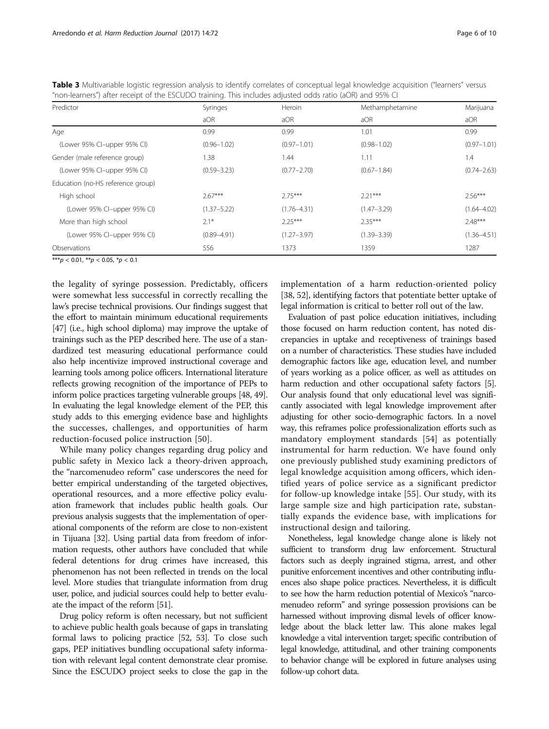**Table 3** Multivariable logistic regression analysis to identify correlates of conceptual legal knowledge acquisition ("learners" versus "non-learners") after receipt of the ESCUDO training. This includes adjusted odds ratio (aOR) and 95% CI

| Predictor | Syringes | Heroin | Methamphetamine | Marijuana |
|---|---|---|---|---|
| | aOR | aOR | aOR | aOR |
| Age | 0.99 | 0.99 | 1.01 | 0.99 |
| (Lower 95% CI–upper 95% CI) | (0.96–1.02) | (0.97–1.01) | (0.98–1.02) | (0.97–1.01) |
| Gender (male reference group) | 1.38 | 1.44 | 1.11 | 1.4 |
| (Lower 95% CI–upper 95% CI) | (0.59–3.23) | (0.77–2.70) | (0.67–1.84) | (0.74–2.63) |
| Education (no-HS reference group) | | | | |
| High school | 2.67*** | 2.75*** | 2.21*** | 2.56*** |
| (Lower 95% CI–upper 95% CI) | (1.37–5.22) | (1.76–4.31) | (1.47–3.29) | (1.64–4.02) |
| More than high school | 2.1* | 2.25*** | 2.35*** | 2.48*** |
| (Lower 95% CI–upper 95% CI) | (0.89–4.91) | (1.27–3.97) | (1.39–3.39) | (1.36–4.51) |
| Observations | 556 | 1373 | 1359 | 1287 |

***$p < 0.01$, **$p < 0.05$, *$p < 0.1$

the legality of syringe possession. Predictably, officers were somewhat less successful in correctly recalling the law's precise technical provisions. Our findings suggest that the effort to maintain minimum educational requirements [47] (i.e., high school diploma) may improve the uptake of trainings such as the PEP described here. The use of a standardized test measuring educational performance could also help incentivize improved instructional coverage and learning tools among police officers. International literature reflects growing recognition of the importance of PEPs to inform police practices targeting vulnerable groups [48, 49]. In evaluating the legal knowledge element of the PEP, this study adds to this emerging evidence base and highlights the successes, challenges, and opportunities of harm reduction-focused police instruction [50].

While many policy changes regarding drug policy and public safety in Mexico lack a theory-driven approach, the "narcomenudeo reform" case underscores the need for better empirical understanding of the targeted objectives, operational resources, and a more effective policy evaluation framework that includes public health goals. Our previous analysis suggests that the implementation of operational components of the reform are close to non-existent in Tijuana [32]. Using partial data from freedom of information requests, other authors have concluded that while federal detentions for drug crimes have increased, this phenomenon has not been reflected in trends on the local level. More studies that triangulate information from drug user, police, and judicial sources could help to better evaluate the impact of the reform [51].

Drug policy reform is often necessary, but not sufficient to achieve public health goals because of gaps in translating formal laws to policing practice [52, 53]. To close such gaps, PEP initiatives bundling occupational safety information with relevant legal content demonstrate clear promise. Since the ESCUDO project seeks to close the gap in the implementation of a harm reduction-oriented policy [38, 52], identifying factors that potentiate better uptake of legal information is critical to better roll out of the law.

Evaluation of past police education initiatives, including those focused on harm reduction content, has noted discrepancies in uptake and receptiveness of trainings based on a number of characteristics. These studies have included demographic factors like age, education level, and number of years working as a police officer, as well as attitudes on harm reduction and other occupational safety factors [5]. Our analysis found that only educational level was significantly associated with legal knowledge improvement after adjusting for other socio-demographic factors. In a novel way, this reframes police professionalization efforts such as mandatory employment standards [54] as potentially instrumental for harm reduction. We have found only one previously published study examining predictors of legal knowledge acquisition among officers, which identified years of police service as a significant predictor for follow-up knowledge intake [55]. Our study, with its large sample size and high participation rate, substantially expands the evidence base, with implications for instructional design and tailoring.

Nonetheless, legal knowledge change alone is likely not sufficient to transform drug law enforcement. Structural factors such as deeply ingrained stigma, arrest, and other punitive enforcement incentives and other contributing influences also shape police practices. Nevertheless, it is difficult to see how the harm reduction potential of Mexico's "narcomenudeo reform" and syringe possession provisions can be harnessed without improving dismal levels of officer knowledge about the black letter law. This alone makes legal knowledge a vital intervention target; specific contribution of legal knowledge, attitudinal, and other training components to behavior change will be explored in future analyses using follow-up cohort data.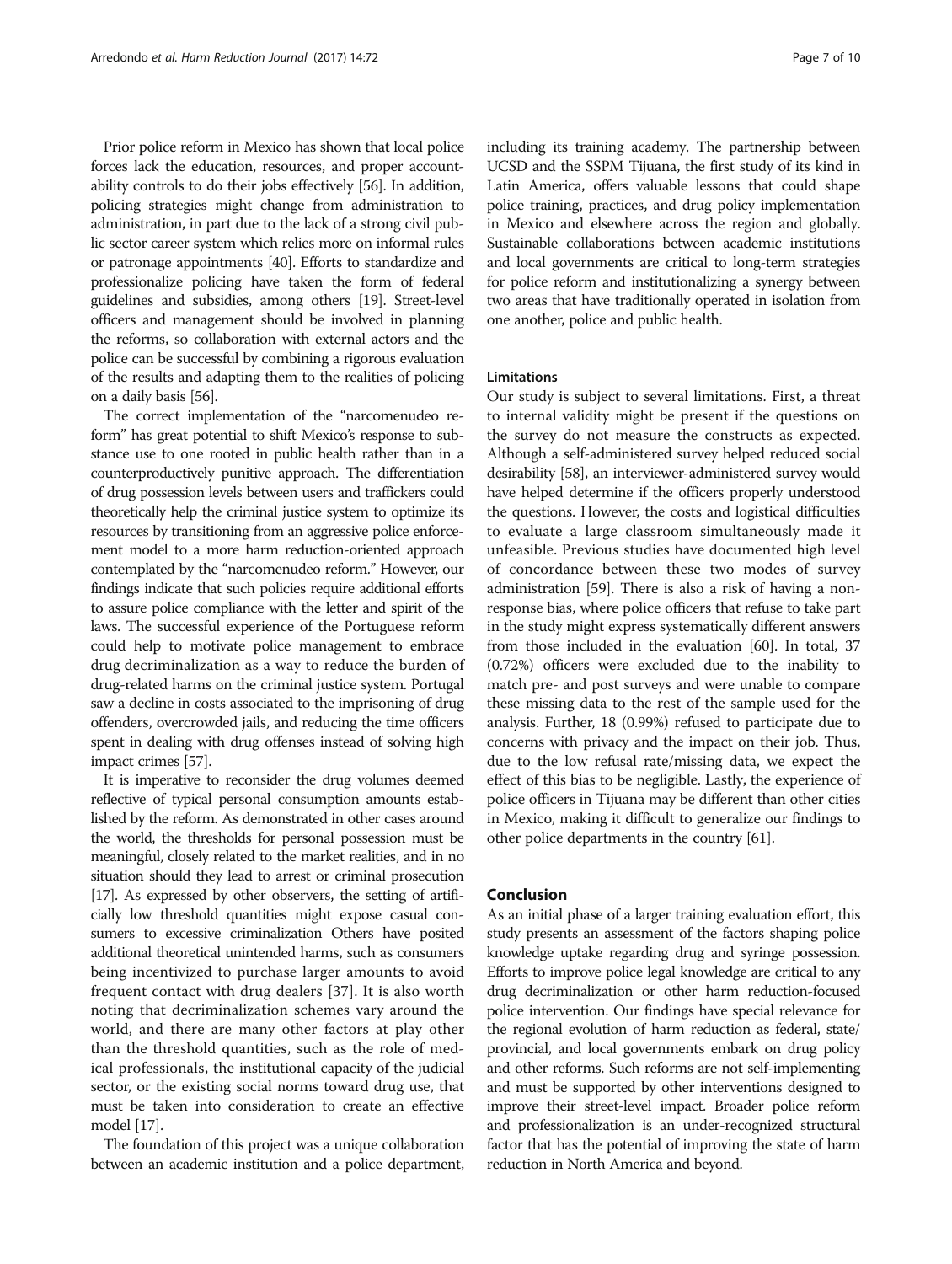Prior police reform in Mexico has shown that local police forces lack the education, resources, and proper accountability controls to do their jobs effectively [56]. In addition, policing strategies might change from administration to administration, in part due to the lack of a strong civil public sector career system which relies more on informal rules or patronage appointments [40]. Efforts to standardize and professionalize policing have taken the form of federal guidelines and subsidies, among others [19]. Street-level officers and management should be involved in planning the reforms, so collaboration with external actors and the police can be successful by combining a rigorous evaluation of the results and adapting them to the realities of policing on a daily basis [56].

The correct implementation of the "narcomenudeo reform" has great potential to shift Mexico's response to substance use to one rooted in public health rather than in a counterproductively punitive approach. The differentiation of drug possession levels between users and traffickers could theoretically help the criminal justice system to optimize its resources by transitioning from an aggressive police enforcement model to a more harm reduction-oriented approach contemplated by the "narcomenudeo reform." However, our findings indicate that such policies require additional efforts to assure police compliance with the letter and spirit of the laws. The successful experience of the Portuguese reform could help to motivate police management to embrace drug decriminalization as a way to reduce the burden of drug-related harms on the criminal justice system. Portugal saw a decline in costs associated to the imprisoning of drug offenders, overcrowded jails, and reducing the time officers spent in dealing with drug offenses instead of solving high impact crimes [57].

It is imperative to reconsider the drug volumes deemed reflective of typical personal consumption amounts established by the reform. As demonstrated in other cases around the world, the thresholds for personal possession must be meaningful, closely related to the market realities, and in no situation should they lead to arrest or criminal prosecution [17]. As expressed by other observers, the setting of artificially low threshold quantities might expose casual consumers to excessive criminalization Others have posited additional theoretical unintended harms, such as consumers being incentivized to purchase larger amounts to avoid frequent contact with drug dealers [37]. It is also worth noting that decriminalization schemes vary around the world, and there are many other factors at play other than the threshold quantities, such as the role of medical professionals, the institutional capacity of the judicial sector, or the existing social norms toward drug use, that must be taken into consideration to create an effective model [17].

The foundation of this project was a unique collaboration between an academic institution and a police department, including its training academy. The partnership between UCSD and the SSPM Tijuana, the first study of its kind in Latin America, offers valuable lessons that could shape police training, practices, and drug policy implementation in Mexico and elsewhere across the region and globally. Sustainable collaborations between academic institutions and local governments are critical to long-term strategies for police reform and institutionalizing a synergy between two areas that have traditionally operated in isolation from one another, police and public health.

### Limitations

Our study is subject to several limitations. First, a threat to internal validity might be present if the questions on the survey do not measure the constructs as expected. Although a self-administered survey helped reduced social desirability [58], an interviewer-administered survey would have helped determine if the officers properly understood the questions. However, the costs and logistical difficulties to evaluate a large classroom simultaneously made it unfeasible. Previous studies have documented high level of concordance between these two modes of survey administration [59]. There is also a risk of having a non-response bias, where police officers that refuse to take part in the study might express systematically different answers from those included in the evaluation [60]. In total, 37 (0.72%) officers were excluded due to the inability to match pre- and post surveys and were unable to compare these missing data to the rest of the sample used for the analysis. Further, 18 (0.99%) refused to participate due to concerns with privacy and the impact on their job. Thus, due to the low refusal rate/missing data, we expect the effect of this bias to be negligible. Lastly, the experience of police officers in Tijuana may be different than other cities in Mexico, making it difficult to generalize our findings to other police departments in the country [61].

## Conclusion

As an initial phase of a larger training evaluation effort, this study presents an assessment of the factors shaping police knowledge uptake regarding drug and syringe possession. Efforts to improve police legal knowledge are critical to any drug decriminalization or other harm reduction-focused police intervention. Our findings have special relevance for the regional evolution of harm reduction as federal, state/provincial, and local governments embark on drug policy and other reforms. Such reforms are not self-implementing and must be supported by other interventions designed to improve their street-level impact. Broader police reform and professionalization is an under-recognized structural factor that has the potential of improving the state of harm reduction in North America and beyond.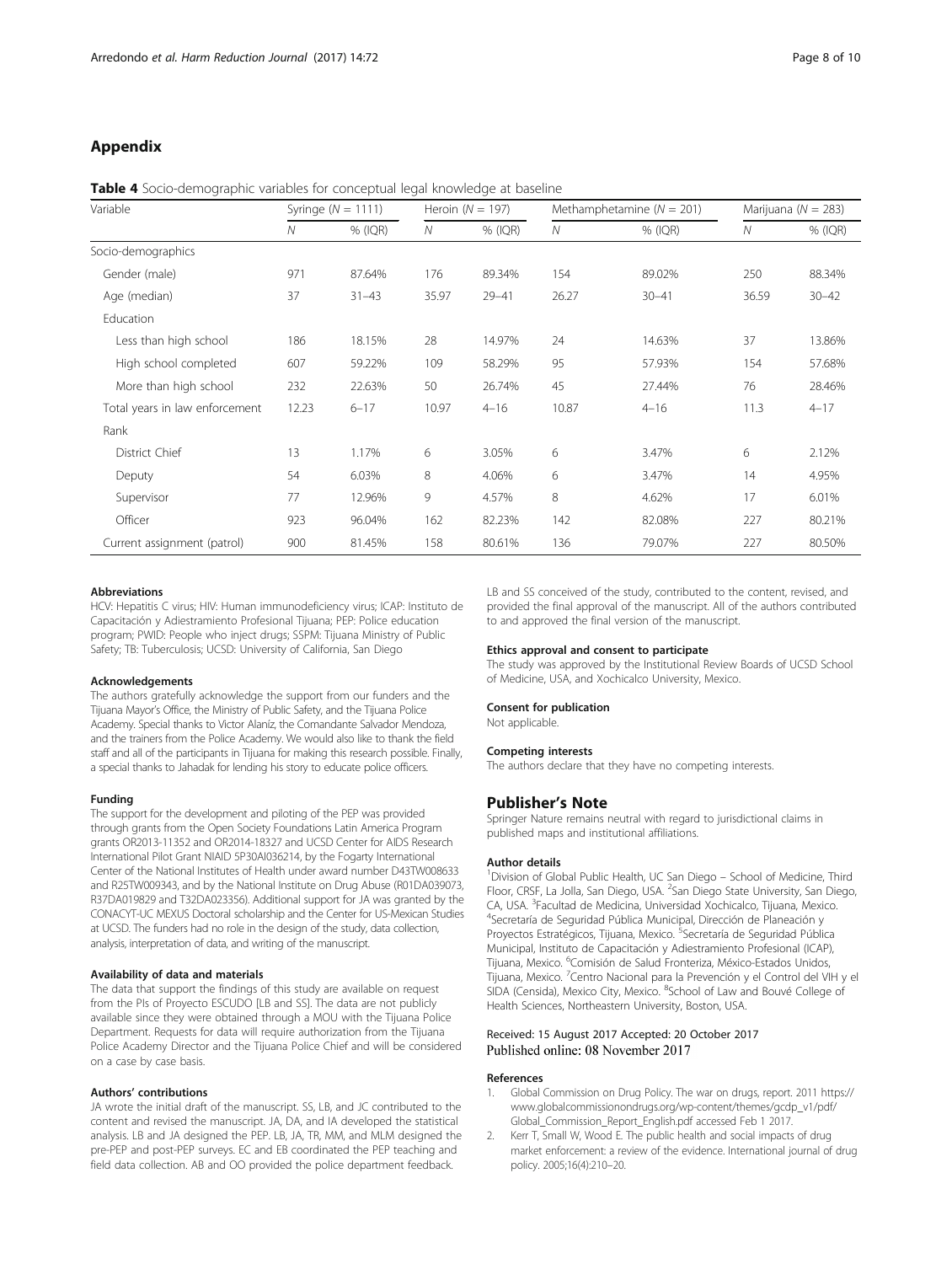## Appendix

**Table 4** Socio-demographic variables for conceptual legal knowledge at baseline

| Variable | Syringe ($N$ = 1111) | | Heroin ($N$ = 197) | | Methamphetamine ($N$ = 201) | | Marijuana ($N$ = 283) | |
|---|---|---|---|---|---|---|---|---|
| | $N$ | % (IQR) | $N$ | % (IQR) | $N$ | % (IQR) | $N$ | % (IQR) |
| Socio-demographics | | | | | | | | |
| Gender (male) | 971 | 87.64% | 176 | 89.34% | 154 | 89.02% | 250 | 88.34% |
| Age (median) | 37 | 31–43 | 35.97 | 29–41 | 26.27 | 30–41 | 36.59 | 30–42 |
| Education | | | | | | | | |
| Less than high school | 186 | 18.15% | 28 | 14.97% | 24 | 14.63% | 37 | 13.86% |
| High school completed | 607 | 59.22% | 109 | 58.29% | 95 | 57.93% | 154 | 57.68% |
| More than high school | 232 | 22.63% | 50 | 26.74% | 45 | 27.44% | 76 | 28.46% |
| Total years in law enforcement | 12.23 | 6–17 | 10.97 | 4–16 | 10.87 | 4–16 | 11.3 | 4–17 |
| Rank | | | | | | | | |
| District Chief | 13 | 1.17% | 6 | 3.05% | 6 | 3.47% | 6 | 2.12% |
| Deputy | 54 | 6.03% | 8 | 4.06% | 6 | 3.47% | 14 | 4.95% |
| Supervisor | 77 | 12.96% | 9 | 4.57% | 8 | 4.62% | 17 | 6.01% |
| Officer | 923 | 96.04% | 162 | 82.23% | 142 | 82.08% | 227 | 80.21% |
| Current assignment (patrol) | 900 | 81.45% | 158 | 80.61% | 136 | 79.07% | 227 | 80.50% |

#### Abbreviations

HCV: Hepatitis C virus; HIV: Human immunodeficiency virus; ICAP: Instituto de Capacitación y Adiestramiento Profesional Tijuana; PEP: Police education program; PWID: People who inject drugs; SSPM: Tijuana Ministry of Public Safety; TB: Tuberculosis; UCSD: University of California, San Diego

#### Acknowledgements

The authors gratefully acknowledge the support from our funders and the Tijuana Mayor's Office, the Ministry of Public Safety, and the Tijuana Police Academy. Special thanks to Victor Alaníz, the Comandante Salvador Mendoza, and the trainers from the Police Academy. We would also like to thank the field staff and all of the participants in Tijuana for making this research possible. Finally, a special thanks to Jahadak for lending his story to educate police officers.

#### Funding

The support for the development and piloting of the PEP was provided through grants from the Open Society Foundations Latin America Program grants OR2013-11352 and OR2014-18327 and UCSD Center for AIDS Research International Pilot Grant NIAID 5P30AI036214, by the Fogarty International Center of the National Institutes of Health under award number D43TW008633 and R25TW009343, and by the National Institute on Drug Abuse (R01DA039073, R37DA019829 and T32DA023356). Additional support for JA was granted by the CONACYT-UC MEXUS Doctoral scholarship and the Center for US-Mexican Studies at UCSD. The funders had no role in the design of the study, data collection, analysis, interpretation of data, and writing of the manuscript.

#### Availability of data and materials

The data that support the findings of this study are available on request from the PIs of Proyecto ESCUDO [LB and SS]. The data are not publicly available since they were obtained through a MOU with the Tijuana Police Department. Requests for data will require authorization from the Tijuana Police Academy Director and the Tijuana Police Chief and will be considered on a case by case basis.

#### Authors' contributions

JA wrote the initial draft of the manuscript. SS, LB, and JC contributed to the content and revised the manuscript. JA, DA, and IA developed the statistical analysis. LB and JA designed the PEP. LB, JA, TR, MM, and MLM designed the pre-PEP and post-PEP surveys. EC and EB coordinated the PEP teaching and field data collection. AB and OO provided the police department feedback. LB and SS conceived of the study, contributed to the content, revised, and provided the final approval of the manuscript. All of the authors contributed to and approved the final version of the manuscript.

#### Ethics approval and consent to participate

The study was approved by the Institutional Review Boards of UCSD School of Medicine, USA, and Xochicalco University, Mexico.

#### Consent for publication

Not applicable.

#### Competing interests

The authors declare that they have no competing interests.

## Publisher's Note

Springer Nature remains neutral with regard to jurisdictional claims in published maps and institutional affiliations.

#### Author details

[1]Division of Global Public Health, UC San Diego – School of Medicine, Third Floor, CRSF, La Jolla, San Diego, USA. [2]San Diego State University, San Diego, CA, USA. [3]Facultad de Medicina, Universidad Xochicalco, Tijuana, Mexico. [4]Secretaría de Seguridad Pública Municipal, Dirección de Planeación y Proyectos Estratégicos, Tijuana, Mexico. [5]Secretaría de Seguridad Pública Municipal, Instituto de Capacitación y Adiestramiento Profesional (ICAP), Tijuana, Mexico. [6]Comisión de Salud Fronteriza, México-Estados Unidos, Tijuana, Mexico. [7]Centro Nacional para la Prevención y el Control del VIH y el SIDA (Censida), Mexico City, Mexico. [8]School of Law and Bouvé College of Health Sciences, Northeastern University, Boston, USA.

Received: 15 August 2017 Accepted: 20 October 2017
Published online: 08 November 2017

#### References

1. Global Commission on Drug Policy. The war on drugs, report. 2011 https://www.globalcommissionondrugs.org/wp-content/themes/gcdp_v1/pdf/Global_Commission_Report_English.pdf accessed Feb 1 2017.
2. Kerr T, Small W, Wood E. The public health and social impacts of drug market enforcement: a review of the evidence. International journal of drug policy. 2005;16(4):210–20.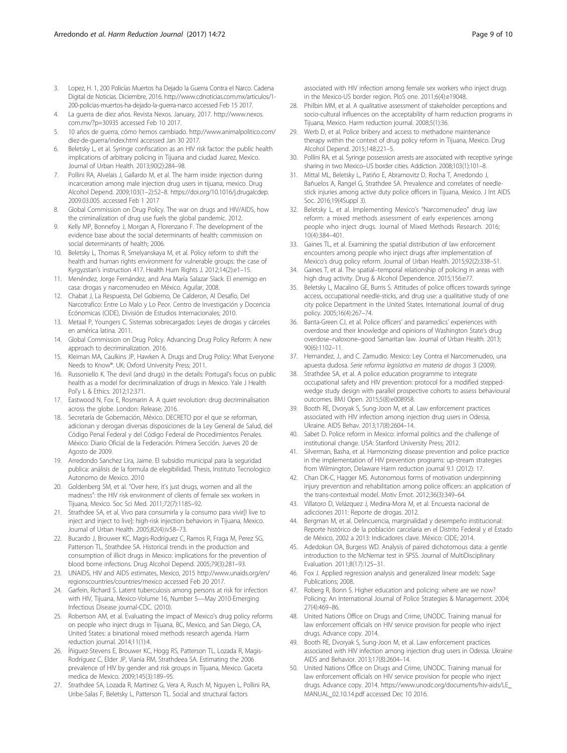3. Lopez, H. 1, 200 Policías Muertos ha Dejado la Guerra Contra el Narco. Cadena Digital de Noticias. Diciembre, 2016. http://www.cdnoticias.com.mx/articulos/1-200-policias-muertos-ha-dejado-la-guerra-narco accessed Feb 15 2017.
4. La guerra de diez años. Revista Nexos. January, 2017. http://www.nexos.com.mx/?p=30935 accessed Feb 10 2017.
5. 10 años de guerra, cómo hemos cambiado. http://www.animalpolitico.com/diez-de-guerra/index.html accessed Jan 30 2017.
6. Beletsky L, et al. Syringe confiscation as an HIV risk factor: the public health implications of arbitrary policing in Tijuana and ciudad Juarez, Mexico. Journal of Urban Health. 2013;90(2):284–98.
7. Pollini RA, Alvelais J, Gallardo M, et al. The harm inside: injection during incarceration among male injection drug users in tijuana, mexico. Drug Alcohol Depend. 2009;103(1–2):52–8. https://doi.org/10.1016/j.drugalcdep.2009.03.005. accessed Feb 1 2017
8. Global Commission on Drug Policy. The war on drugs and HIV/AIDS, how the criminalization of drug use fuels the global pandemic. 2012.
9. Kelly MP, Bonnefoy J, Morgan A, Florenzano F. The development of the evidence base about the social determinants of health: commission on social determinants of health; 2006.
10. Beletsky L, Thomas R, Smelyanskaya M, et al. Policy reform to shift the health and human rights environment for vulnerable groups: the case of Kyrgyzstan's instruction 417. Health Hum Rights J. 2012;14(2):e1–15.
11. Menéndez, Jorge Fernández, and Ana María Salazar Slack. El enemigo en casa: drogas y narcomenudeo en México. Aguilar, 2008.
12. Chabat J, La Respuesta, Del Gobierno, De Calderon, Al Desafío, Del Narcotrafico: Entre Lo Malo y Lo Peor. Centro de Investigación y Docencia Ecónomicas (CIDE), División de Estudios Internacionales; 2010.
13. Metaal P, Youngers C. Sistemas sobrecargados: Leyes de drogas y cárceles en américa latina. 2011.
14. Global Commission on Drug Policy. Advancing Drug Policy Reform: A new approach to decriminalization. 2016.
15. Kleiman MA, Caulkins JP, Hawken A. Drugs and Drug Policy: What Everyone Needs to Know®. UK: Oxford University Press; 2011.
16. Russoniello K. The devil (and drugs) in the details: Portugal's focus on public health as a model for decriminalization of drugs in Mexico. Yale J Health Pol'y L & Ethics. 2012;12:371.
17. Eastwood N, Fox E, Rosmarin A. A quiet revolution: drug decriminalisation across the globe. London: Release; 2016.
18. Secretaría de Gobernación, México. DECRETO por el que se reforman, adicionan y derogan diversas disposiciones de la Ley General de Salud, del Código Penal Federal y del Código Federal de Procedimientos Penales. México: Diario Oficial de la Federación. Primera Sección. Jueves 20 de Agosto de 2009.
19. Arredondo Sanchez Lira, Jaime. El subsidio municipal para la seguridad publica: análisis de la formula de elegibilidad. Thesis, Instituto Tecnologico Autonomo de Mexico. 2010
20. Goldenberg SM, et al. "Over here, it's just drugs, women and all the madness": the HIV risk environment of clients of female sex workers in Tijuana, Mexico. Soc Sci Med. 2011;72(7):1185–92.
21. Strathdee SA, et al. Vivo para consumirla y la consumo para vivir[I live to inject and inject to live]: high-risk injection behaviors in Tijuana, Mexico. Journal of Urban Health. 2005;82(4):iv58–73.
22. Bucardo J, Brouwer KC, Magis-Rodríguez C, Ramos R, Fraga M, Perez SG, Patterson TL, Strathdee SA. Historical trends in the production and consumption of illicit drugs in Mexico: implications for the prevention of blood borne infections. Drug Alcohol Depend. 2005;79(3):281–93.
23. UNAIDS, HIV and AIDS estimates, Mexico, 2015 http://www.unaids.org/en/regionscountries/countries/mexico accessed Feb 20 2017.
24. Garfein, Richard S. Latent tuberculosis among persons at risk for infection with HIV, Tijuana, Mexico-Volume 16, Number 5—May 2010-Emerging Infectious Disease journal-CDC. (2010).
25. Robertson AM, et al. Evaluating the impact of Mexico's drug policy reforms on people who inject drugs in Tijuana, BC, Mexico, and San Diego, CA, United States: a binational mixed methods research agenda. Harm reduction journal. 2014;11(1):4.
26. Íñiguez-Stevens E, Brouwer KC, Hogg RS, Patterson TL, Lozada R, Magis-Rodríguez C, Elder JP, Viania RM, Strathdeea SA. Estimating the 2006 prevalence of HIV by gender and risk groups in Tijuana, Mexico. Gaceta medica de Mexico. 2009;145(3):189–95.
27. Strathdee SA, Lozada R, Martinez G, Vera A, Rusch M, Nguyen L, Pollini RA, Uribe-Salas F, Beletsky L, Patterson TL. Social and structural factors associated with HIV infection among female sex workers who inject drugs in the Mexico-US border region. PloS one. 2011;6(4):e19048.
28. Philbin MM, et al. A qualitative assessment of stakeholder perceptions and socio-cultural influences on the acceptability of harm reduction programs in Tijuana, Mexico. Harm reduction journal. 2008;5(1):36.
29. Werb D, et al. Police bribery and access to methadone maintenance therapy within the context of drug policy reform in Tijuana, Mexico. Drug Alcohol Depend. 2015;148:221–5.
30. Pollini RA, et al. Syringe possession arrests are associated with receptive syringe sharing in two Mexico–US border cities. Addiction. 2008;103(1):101–8.
31. Mittal ML, Beletsky L, Patiño E, Abramovitz D, Rocha T, Arredondo J, Bañuelos A, Rangel G, Strathdee SA. Prevalence and correlates of needle-stick injuries among active duty police officers in Tijuana, Mexico. J Int AIDS Soc. 2016;19(4Suppl 3).
32. Beletsky L, et al. Implementing Mexico's "Narcomenudeo" drug law reform: a mixed methods assessment of early experiences among people who inject drugs. Journal of Mixed Methods Research. 2016; 10(4):384–401.
33. Gaines TL, et al. Examining the spatial distribution of law enforcement encounters among people who inject drugs after implementation of Mexico's drug policy reform. Journal of Urban Health. 2015;92(2):338–51.
34. Gaines T, et al. The spatial–temporal relationship of policing in areas with high drug activity. Drug & Alcohol Dependence. 2015;156:e77.
35. Beletsky L, Macalino GE, Burris S. Attitudes of police officers towards syringe access, occupational needle-sticks, and drug use: a qualitative study of one city police Department in the United States. International Journal of drug policy. 2005;16(4):267–74.
36. Banta-Green CJ, et al. Police officers' and paramedics' experiences with overdose and their knowledge and opinions of Washington State's drug overdose–naloxone–good Samaritan law. Journal of Urban Health. 2013; 90(6):1102–11.
37. Hernandez, J., and C. Zamudio. Mexico: Ley Contra el Narcomenudeo, una apuesta dudosa. *Serie reforma legislativa en materia de drogas* 3 (2009).
38. Strathdee SA, et al. A police education programme to integrate occupational safety and HIV prevention: protocol for a modified stepped-wedge study design with parallel prospective cohorts to assess behavioural outcomes. BMJ Open. 2015;5(8):e008958.
39. Booth RE, Dvoryak S, Sung-Joon M, et al. Law enforcement practices associated with HIV infection among injection drug users in Odessa, Ukraine. AIDS Behav. 2013;17(8):2604–14.
40. Sabet D. Police reform in Mexico: informal politics and the challenge of institutional change. USA: Stanford University Press; 2012.
41. Silverman, Basha, et al. Harmonizing disease prevention and police practice in the implementation of HIV prevention programs: up-stream strategies from Wilmington, Delaware Harm reduction journal 9.1 (2012): 17.
42. Chan DK-C, Hagger MS. Autonomous forms of motivation underpinning injury prevention and rehabilitation among police officers: an application of the trans-contextual model. Motiv Emot. 2012;36(3):349–64.
43. Villatoro D, Velázquez J, Medina-Mora M, et al. Encuesta nacional de adicciones 2011: Reporte de drogas. 2012.
44. Bergman M, et al. Delincuencia, marginalidad y desempeño institucional: Reporte histórico de la población carcelaria en el Distrito Federal y el Estado de México, 2002 a 2013: Indicadores clave. México: CIDE; 2014.
45. Adedokun OA, Burgess WD. Analysis of paired dichotomous data: a gentle introduction to the McNemar test in SPSS. Journal of MultiDisciplinary Evaluation. 2011;8(17):125–31.
46. Fox J. Applied regression analysis and generalized linear models: Sage Publications; 2008.
47. Roberg R, Bonn S. Higher education and policing: where are we now? Policing: An International Journal of Police Strategies & Management. 2004; 27(4):469–86.
48. United Nations Office on Drugs and Crime, UNODC. Training manual for law enforcement officials on HIV service provision for people who inject drugs. Advance copy. 2014.
49. Booth RE, Dvoryak S, Sung-Joon M, et al. Law enforcement practices associated with HIV infection among injection drug users in Odessa. Ukraine AIDS and Behavior. 2013;17(8):2604–14.
50. United Nations Office on Drugs and Crime, UNODC. Training manual for law enforcement officials on HIV service provision for people who inject drugs. Advance copy. 2014. https://www.unodc.org/documents/hiv-aids/LE_MANUAL_02.10.14.pdf accessed Dec 10 2016.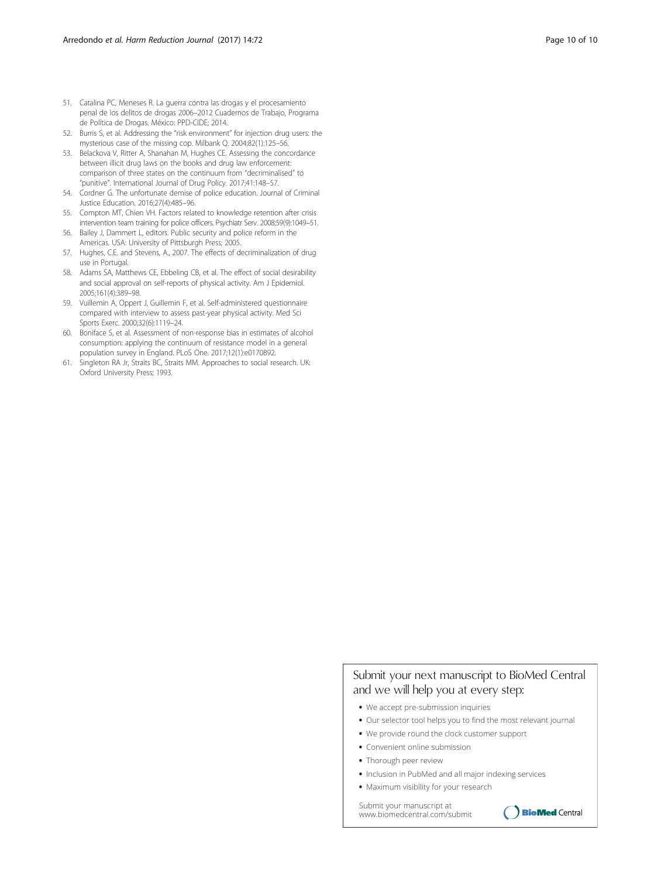51. Catalina PC, Meneses R. La guerra contra las drogas y el procesamiento penal de los delitos de drogas 2006–2012 Cuadernos de Trabajo, Programa de Política de Drogas. México: PPD-CIDE; 2014.
52. Burris S, et al. Addressing the "risk environment" for injection drug users: the mysterious case of the missing cop. Milbank Q. 2004;82(1):125–56.
53. Belackova V, Ritter A, Shanahan M, Hughes CE. Assessing the concordance between illicit drug laws on the books and drug law enforcement: comparison of three states on the continuum from "decriminalised" to "punitive". International Journal of Drug Policy. 2017;41:148–57.
54. Cordner G. The unfortunate demise of police education. Journal of Criminal Justice Education. 2016;27(4):485–96.
55. Compton MT, Chien VH. Factors related to knowledge retention after crisis intervention team training for police officers. Psychiatr Serv. 2008;59(9):1049–51.
56. Bailey J, Dammert L, editors. Public security and police reform in the Americas. USA: University of Pittsburgh Press; 2005.
57. Hughes, C.E. and Stevens, A., 2007. The effects of decriminalization of drug use in Portugal.
58. Adams SA, Matthews CE, Ebbeling CB, et al. The effect of social desirability and social approval on self-reports of physical activity. Am J Epidemiol. 2005;161(4):389–98.
59. Vuillemin A, Oppert J, Guillemin F, et al. Self-administered questionnaire compared with interview to assess past-year physical activity. Med Sci Sports Exerc. 2000;32(6):1119–24.
60. Boniface S, et al. Assessment of non-response bias in estimates of alcohol consumption: applying the continuum of resistance model in a general population survey in England. PLoS One. 2017;12(1):e0170892.
61. Singleton RA Jr, Straits BC, Straits MM. Approaches to social research. UK: Oxford University Press; 1993.

Submit your next manuscript to BioMed Central and we will help you at every step:

- We accept pre-submission inquiries
- Our selector tool helps you to find the most relevant journal
- We provide round the clock customer support
- Convenient online submission
- Thorough peer review
- Inclusion in PubMed and all major indexing services
- Maximum visibility for your research

Submit your manuscript at www.biomedcentral.com/submit

BioMed Central